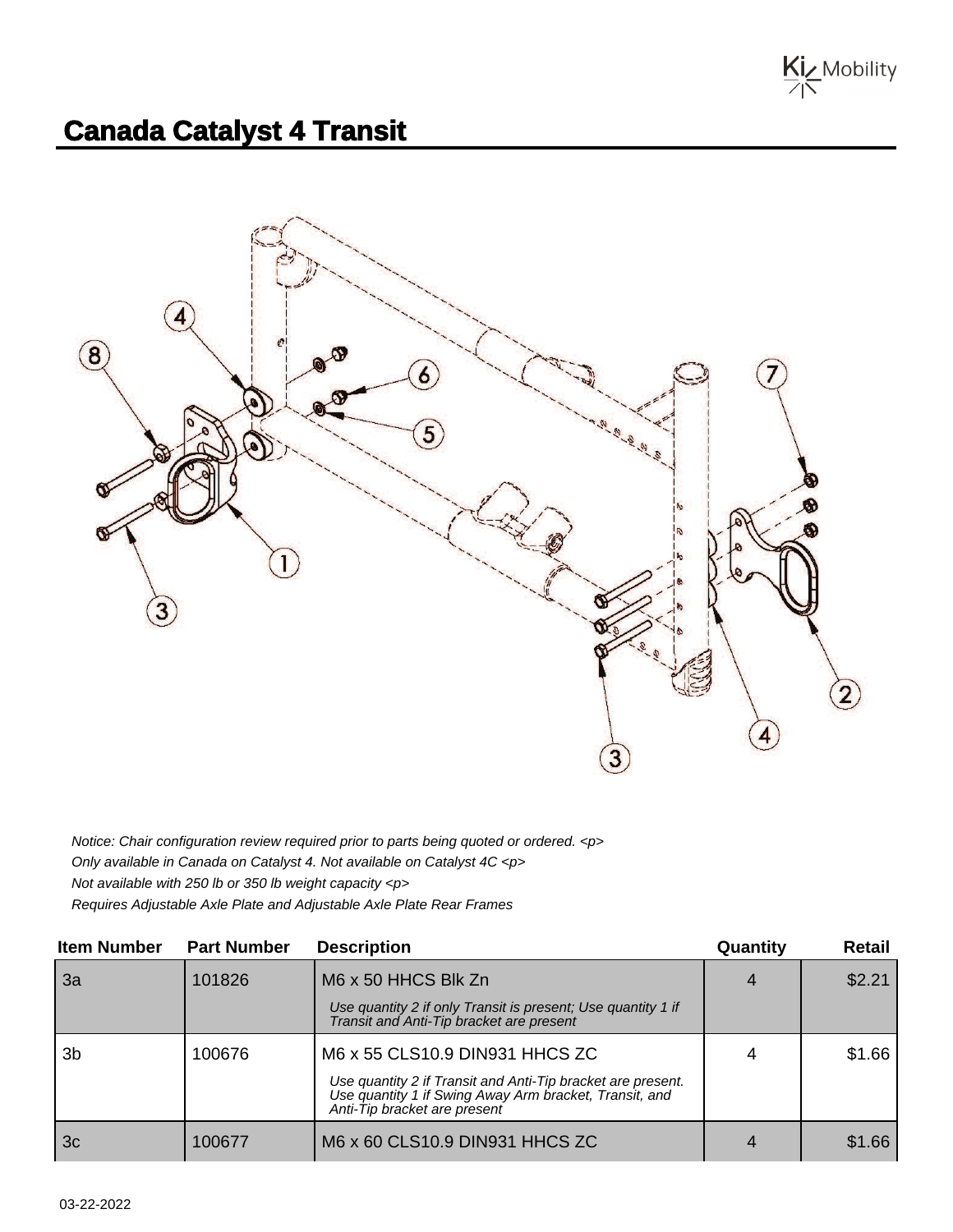# Canada Catalyst 4 Transit

*Notice: Chair configuration review required prior to parts being quoted or ordered. <p>*

*Only available in Canada on Catalyst 4. Not available on Catalyst 4C <p>*

*Not available with 250 lb or 350 lb weight capacity <p>*

*Requires Adjustable Axle Plate and Adjustable Axle Plate Rear Frames*

| Item Number | Part Number | Description | Quantity | Retail |
| --- | --- | --- | --- | --- |
| 3a | 101826 | M6 x 50 HHCS Blk Zn<br>*Use quantity 2 if only Transit is present; Use quantity 1 if Transit and Anti-Tip bracket are present* | 4 | $2.21 |
| 3b | 100676 | M6 x 55 CLS10.9 DIN931 HHCS ZC<br>*Use quantity 2 if Transit and Anti-Tip bracket are present. Use quantity 1 if Swing Away Arm bracket, Transit, and Anti-Tip bracket are present* | 4 | $1.66 |
| 3c | 100677 | M6 x 60 CLS10.9 DIN931 HHCS ZC | 4 | $1.66 |

03-22-2022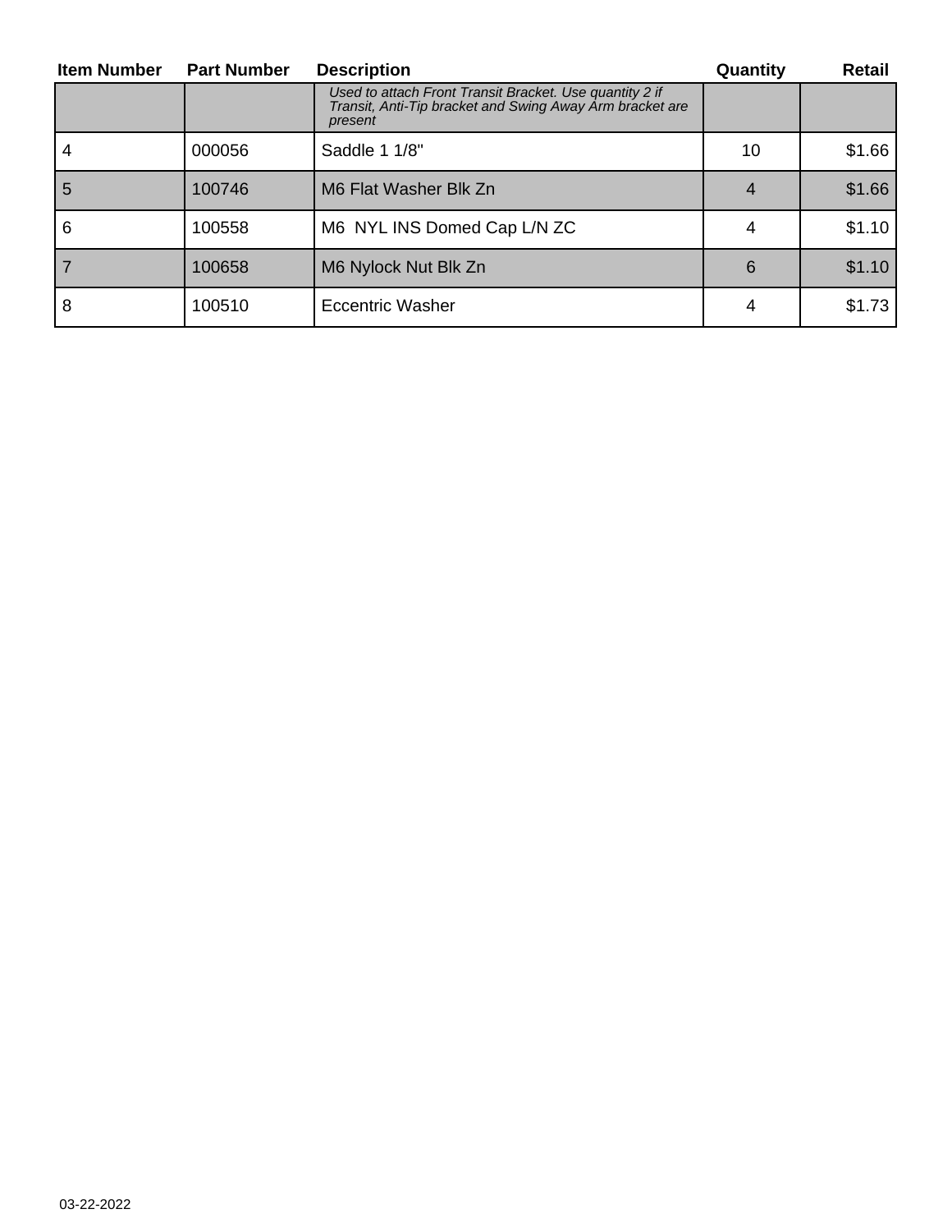| Item Number | Part Number | Description | Quantity | Retail |
| --- | --- | --- | --- | --- |
| | | *Used to attach Front Transit Bracket. Use quantity 2 if Transit, Anti-Tip bracket and Swing Away Arm bracket are present* | | |
| 4 | 000056 | Saddle 1 1/8" | 10 | $1.66 |
| 5 | 100746 | M6 Flat Washer Blk Zn | 4 | $1.66 |
| 6 | 100558 | M6 NYL INS Domed Cap L/N ZC | 4 | $1.10 |
| 7 | 100658 | M6 Nylock Nut Blk Zn | 6 | $1.10 |
| 8 | 100510 | Eccentric Washer | 4 | $1.73 |

03-22-2022